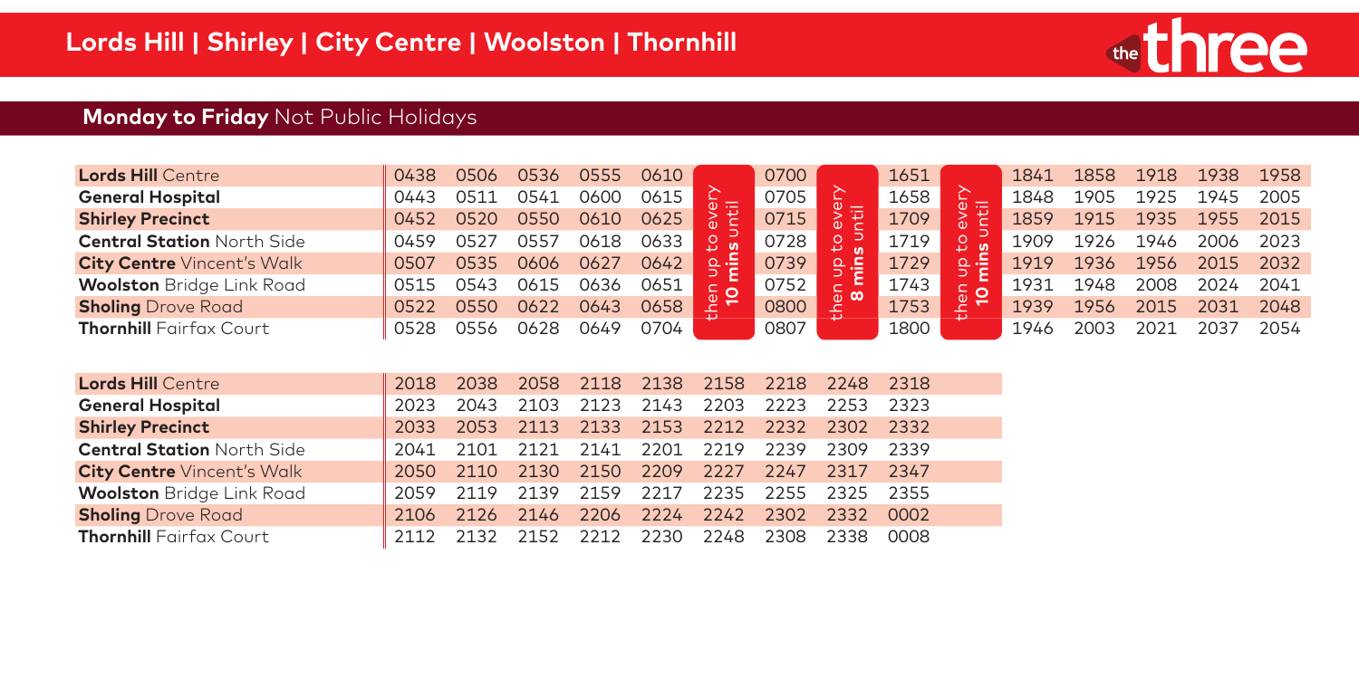## Lords Hill | Shirley | City Centre | Woolston | Thornhill

the three

### **Monday to Friday** Not Public Holidays

| | | | | | | | | | | | | | | | |
|---|---|---|---|---|---|---|---|---|---|---|---|---|---|---|---|
| **Lords Hill** Centre | 0438 | 0506 | 0536 | 0555 | 0610 | then up to every 10 mins until | 0700 | then up to every 8 mins until | 1651 | then up to every 10 mins until | 1841 | 1858 | 1918 | 1938 | 1958 |
| **General Hospital** | 0443 | 0511 | 0541 | 0600 | 0615 | | 0705 | | 1658 | | 1848 | 1905 | 1925 | 1945 | 2005 |
| **Shirley Precinct** | 0452 | 0520 | 0550 | 0610 | 0625 | | 0715 | | 1709 | | 1859 | 1915 | 1935 | 1955 | 2015 |
| **Central Station** North Side | 0459 | 0527 | 0557 | 0618 | 0633 | | 0728 | | 1719 | | 1909 | 1926 | 1946 | 2006 | 2023 |
| **City Centre** Vincent's Walk | 0507 | 0535 | 0606 | 0627 | 0642 | | 0739 | | 1729 | | 1919 | 1936 | 1956 | 2015 | 2032 |
| **Woolston** Bridge Link Road | 0515 | 0543 | 0615 | 0636 | 0651 | | 0752 | | 1743 | | 1931 | 1948 | 2008 | 2024 | 2041 |
| **Sholing** Drove Road | 0522 | 0550 | 0622 | 0643 | 0658 | | 0800 | | 1753 | | 1939 | 1956 | 2015 | 2031 | 2048 |
| **Thornhill** Fairfax Court | 0528 | 0556 | 0628 | 0649 | 0704 | | 0807 | | 1800 | | 1946 | 2003 | 2021 | 2037 | 2054 |

| | | | | | | | | | |
|---|---|---|---|---|---|---|---|---|---|
| **Lords Hill** Centre | 2018 | 2038 | 2058 | 2118 | 2138 | 2158 | 2218 | 2248 | 2318 |
| **General Hospital** | 2023 | 2043 | 2103 | 2123 | 2143 | 2203 | 2223 | 2253 | 2323 |
| **Shirley Precinct** | 2033 | 2053 | 2113 | 2133 | 2153 | 2212 | 2232 | 2302 | 2332 |
| **Central Station** North Side | 2041 | 2101 | 2121 | 2141 | 2201 | 2219 | 2239 | 2309 | 2339 |
| **City Centre** Vincent's Walk | 2050 | 2110 | 2130 | 2150 | 2209 | 2227 | 2247 | 2317 | 2347 |
| **Woolston** Bridge Link Road | 2059 | 2119 | 2139 | 2159 | 2217 | 2235 | 2255 | 2325 | 2355 |
| **Sholing** Drove Road | 2106 | 2126 | 2146 | 2206 | 2224 | 2242 | 2302 | 2332 | 0002 |
| **Thornhill** Fairfax Court | 2112 | 2132 | 2152 | 2212 | 2230 | 2248 | 2308 | 2338 | 0008 |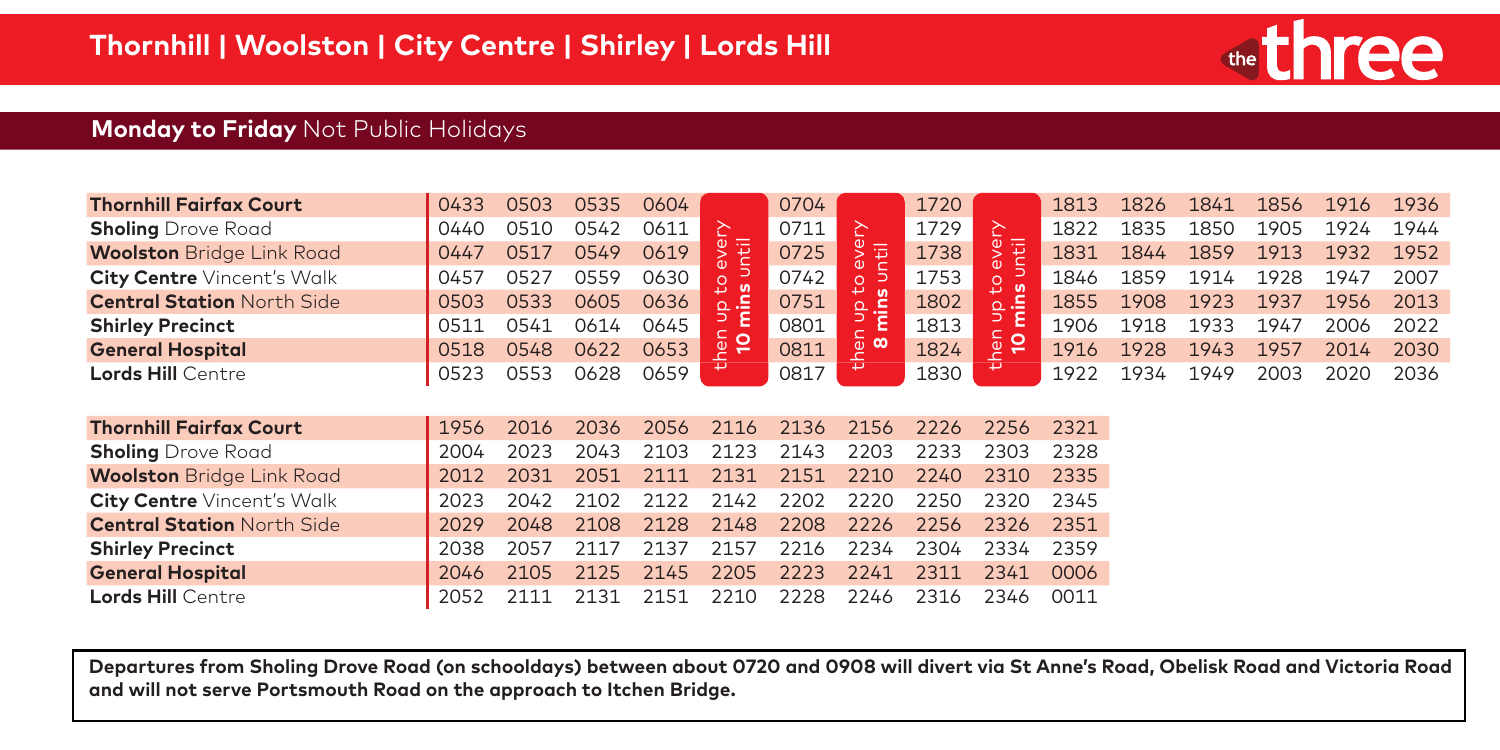# Thornhill | Woolston | City Centre | Shirley | Lords Hill

the three

## Monday to Friday Not Public Holidays

| | | | | | | | | | | | | | | | |
|---|---|---|---|---|---|---|---|---|---|---|---|---|---|---|---|
| **Thornhill** Fairfax Court | 0433 | 0503 | 0535 | 0604 | then up to every 10 mins until | 0704 | then up to every 8 mins until | 1720 | then up to every 10 mins until | 1813 | 1826 | 1841 | 1856 | 1916 | 1936 |
| **Sholing** Drove Road | 0440 | 0510 | 0542 | 0611 | | 0711 | | 1729 | | 1822 | 1835 | 1850 | 1905 | 1924 | 1944 |
| **Woolston** Bridge Link Road | 0447 | 0517 | 0549 | 0619 | | 0725 | | 1738 | | 1831 | 1844 | 1859 | 1913 | 1932 | 1952 |
| **City Centre** Vincent's Walk | 0457 | 0527 | 0559 | 0630 | | 0742 | | 1753 | | 1846 | 1859 | 1914 | 1928 | 1947 | 2007 |
| **Central Station** North Side | 0503 | 0533 | 0605 | 0636 | | 0751 | | 1802 | | 1855 | 1908 | 1923 | 1937 | 1956 | 2013 |
| **Shirley Precinct** | 0511 | 0541 | 0614 | 0645 | | 0801 | | 1813 | | 1906 | 1918 | 1933 | 1947 | 2006 | 2022 |
| **General Hospital** | 0518 | 0548 | 0622 | 0653 | | 0811 | | 1824 | | 1916 | 1928 | 1943 | 1957 | 2014 | 2030 |
| **Lords Hill** Centre | 0523 | 0553 | 0628 | 0659 | | 0817 | | 1830 | | 1922 | 1934 | 1949 | 2003 | 2020 | 2036 |

| | | | | | | | | | | |
|---|---|---|---|---|---|---|---|---|---|---|
| **Thornhill** Fairfax Court | 1956 | 2016 | 2036 | 2056 | 2116 | 2136 | 2156 | 2226 | 2256 | 2321 |
| **Sholing** Drove Road | 2004 | 2023 | 2043 | 2103 | 2123 | 2143 | 2203 | 2233 | 2303 | 2328 |
| **Woolston** Bridge Link Road | 2012 | 2031 | 2051 | 2111 | 2131 | 2151 | 2210 | 2240 | 2310 | 2335 |
| **City Centre** Vincent's Walk | 2023 | 2042 | 2102 | 2122 | 2142 | 2202 | 2220 | 2250 | 2320 | 2345 |
| **Central Station** North Side | 2029 | 2048 | 2108 | 2128 | 2148 | 2208 | 2226 | 2256 | 2326 | 2351 |
| **Shirley Precinct** | 2038 | 2057 | 2117 | 2137 | 2157 | 2216 | 2234 | 2304 | 2334 | 2359 |
| **General Hospital** | 2046 | 2105 | 2125 | 2145 | 2205 | 2223 | 2241 | 2311 | 2341 | 0006 |
| **Lords Hill** Centre | 2052 | 2111 | 2131 | 2151 | 2210 | 2228 | 2246 | 2316 | 2346 | 0011 |

**Departures from Sholing Drove Road (on schooldays) between about 0720 and 0908 will divert via St Anne's Road, Obelisk Road and Victoria Road and will not serve Portsmouth Road on the approach to Itchen Bridge.**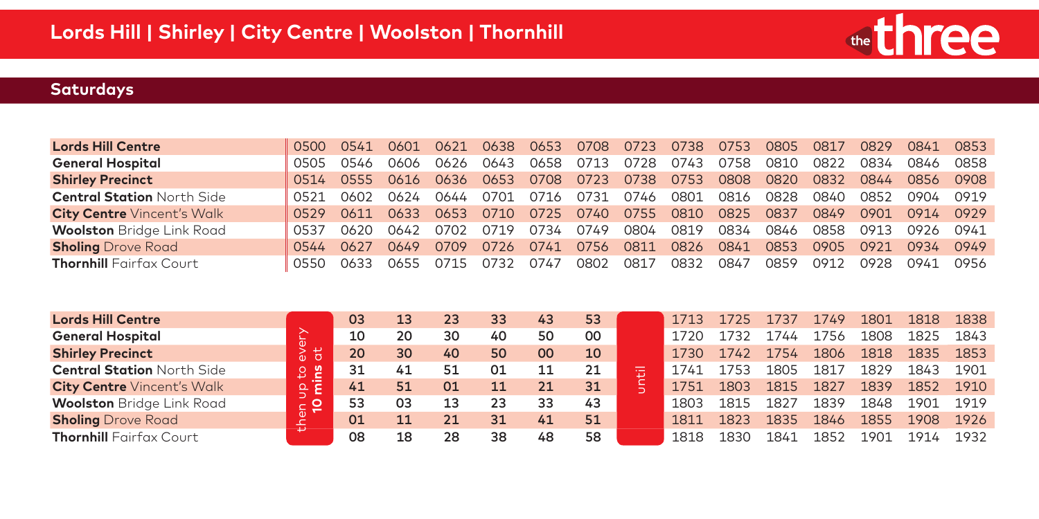## Lords Hill | Shirley | City Centre | Woolston | Thornhill

the three

### Saturdays

| Lords Hill Centre | 0500 | 0541 | 0601 | 0621 | 0638 | 0653 | 0708 | 0723 | 0738 | 0753 | 0805 | 0817 | 0829 | 0841 | 0853 |
|---|---|---|---|---|---|---|---|---|---|---|---|---|---|---|---|
| General Hospital | 0505 | 0546 | 0606 | 0626 | 0643 | 0658 | 0713 | 0728 | 0743 | 0758 | 0810 | 0822 | 0834 | 0846 | 0858 |
| Shirley Precinct | 0514 | 0555 | 0616 | 0636 | 0653 | 0708 | 0723 | 0738 | 0753 | 0808 | 0820 | 0832 | 0844 | 0856 | 0908 |
| Central Station North Side | 0521 | 0602 | 0624 | 0644 | 0701 | 0716 | 0731 | 0746 | 0801 | 0816 | 0828 | 0840 | 0852 | 0904 | 0919 |
| City Centre Vincent's Walk | 0529 | 0611 | 0633 | 0653 | 0710 | 0725 | 0740 | 0755 | 0810 | 0825 | 0837 | 0849 | 0901 | 0914 | 0929 |
| Woolston Bridge Link Road | 0537 | 0620 | 0642 | 0702 | 0719 | 0734 | 0749 | 0804 | 0819 | 0834 | 0846 | 0858 | 0913 | 0926 | 0941 |
| Sholing Drove Road | 0544 | 0627 | 0649 | 0709 | 0726 | 0741 | 0756 | 0811 | 0826 | 0841 | 0853 | 0905 | 0921 | 0934 | 0949 |
| Thornhill Fairfax Court | 0550 | 0633 | 0655 | 0715 | 0732 | 0747 | 0802 | 0817 | 0832 | 0847 | 0859 | 0912 | 0928 | 0941 | 0956 |

| Lords Hill Centre | then up to every 10 mins at | 03 | 13 | 23 | 33 | 43 | 53 | until | 1713 | 1725 | 1737 | 1749 | 1801 | 1818 | 1838 |
|---|---|---|---|---|---|---|---|---|---|---|---|---|---|---|---|
| General Hospital | | 10 | 20 | 30 | 40 | 50 | 00 | | 1720 | 1732 | 1744 | 1756 | 1808 | 1825 | 1843 |
| Shirley Precinct | | 20 | 30 | 40 | 50 | 00 | 10 | | 1730 | 1742 | 1754 | 1806 | 1818 | 1835 | 1853 |
| Central Station North Side | | 31 | 41 | 51 | 01 | 11 | 21 | | 1741 | 1753 | 1805 | 1817 | 1829 | 1843 | 1901 |
| City Centre Vincent's Walk | | 41 | 51 | 01 | 11 | 21 | 31 | | 1751 | 1803 | 1815 | 1827 | 1839 | 1852 | 1910 |
| Woolston Bridge Link Road | | 53 | 03 | 13 | 23 | 33 | 43 | | 1803 | 1815 | 1827 | 1839 | 1848 | 1901 | 1919 |
| Sholing Drove Road | | 01 | 11 | 21 | 31 | 41 | 51 | | 1811 | 1823 | 1835 | 1846 | 1855 | 1908 | 1926 |
| Thornhill Fairfax Court | | 08 | 18 | 28 | 38 | 48 | 58 | | 1818 | 1830 | 1841 | 1852 | 1901 | 1914 | 1932 |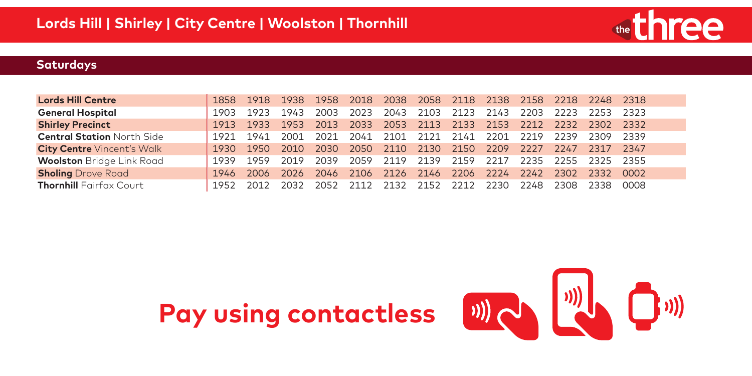# Lords Hill | Shirley | City Centre | Woolston | Thornhill

the three

## Saturdays

| | | | | | | | | | | | | | |
|---|---|---|---|---|---|---|---|---|---|---|---|---|---|
| **Lords Hill Centre** | 1858 | 1918 | 1938 | 1958 | 2018 | 2038 | 2058 | 2118 | 2138 | 2158 | 2218 | 2248 | 2318 |
| **General Hospital** | 1903 | 1923 | 1943 | 2003 | 2023 | 2043 | 2103 | 2123 | 2143 | 2203 | 2223 | 2253 | 2323 |
| **Shirley Precinct** | 1913 | 1933 | 1953 | 2013 | 2033 | 2053 | 2113 | 2133 | 2153 | 2212 | 2232 | 2302 | 2332 |
| **Central Station** North Side | 1921 | 1941 | 2001 | 2021 | 2041 | 2101 | 2121 | 2141 | 2201 | 2219 | 2239 | 2309 | 2339 |
| **City Centre** Vincent's Walk | 1930 | 1950 | 2010 | 2030 | 2050 | 2110 | 2130 | 2150 | 2209 | 2227 | 2247 | 2317 | 2347 |
| **Woolston** Bridge Link Road | 1939 | 1959 | 2019 | 2039 | 2059 | 2119 | 2139 | 2159 | 2217 | 2235 | 2255 | 2325 | 2355 |
| **Sholing** Drove Road | 1946 | 2006 | 2026 | 2046 | 2106 | 2126 | 2146 | 2206 | 2224 | 2242 | 2302 | 2332 | 0002 |
| **Thornhill** Fairfax Court | 1952 | 2012 | 2032 | 2052 | 2112 | 2132 | 2152 | 2212 | 2230 | 2248 | 2308 | 2338 | 0008 |

# Pay using contactless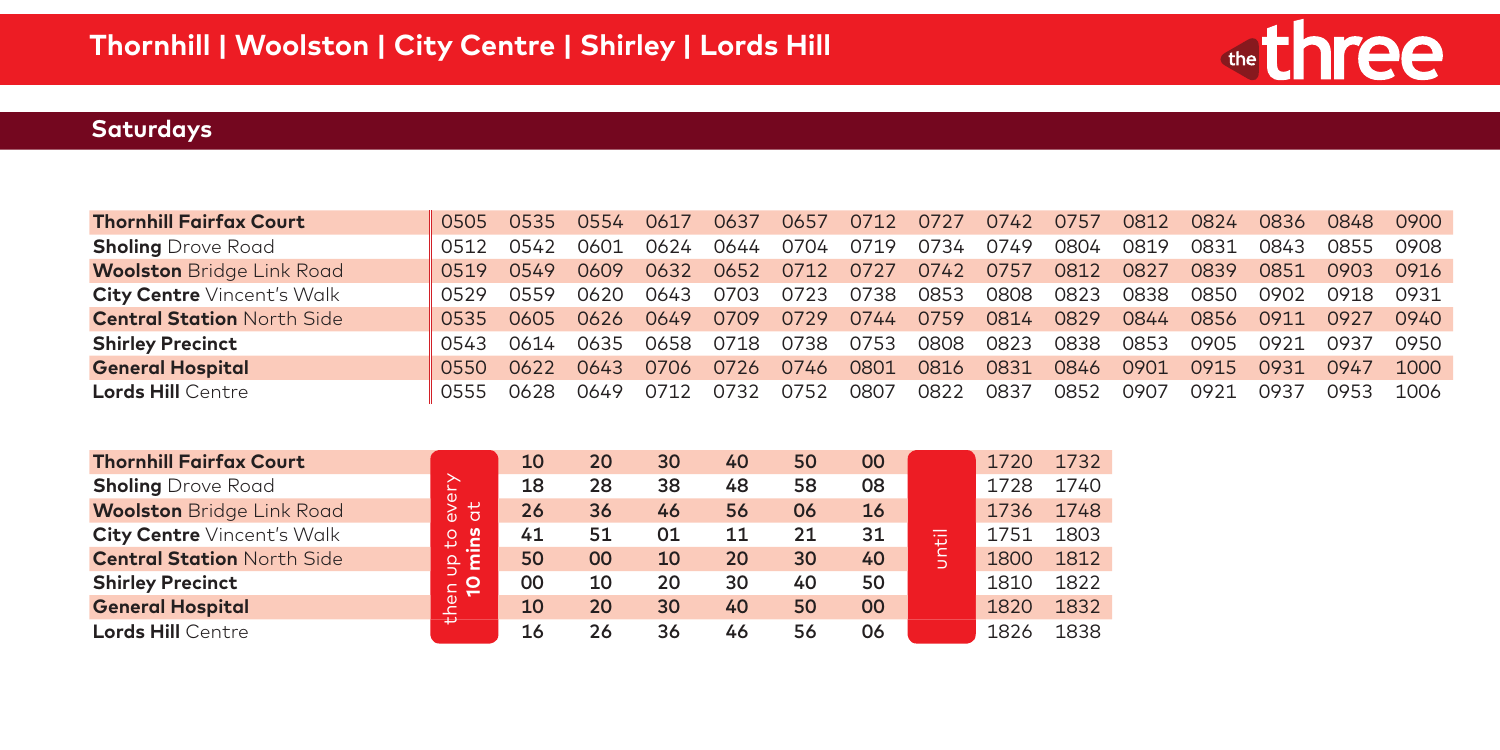# Thornhill | Woolston | City Centre | Shirley | Lords Hill

the three

## Saturdays

| | | | | | | | | | | | | | | | |
|---|---|---|---|---|---|---|---|---|---|---|---|---|---|---|---|
| **Thornhill Fairfax Court** | 0505 | 0535 | 0554 | 0617 | 0637 | 0657 | 0712 | 0727 | 0742 | 0757 | 0812 | 0824 | 0836 | 0848 | 0900 |
| **Sholing** Drove Road | 0512 | 0542 | 0601 | 0624 | 0644 | 0704 | 0719 | 0734 | 0749 | 0804 | 0819 | 0831 | 0843 | 0855 | 0908 |
| **Woolston** Bridge Link Road | 0519 | 0549 | 0609 | 0632 | 0652 | 0712 | 0727 | 0742 | 0757 | 0812 | 0827 | 0839 | 0851 | 0903 | 0916 |
| **City Centre** Vincent's Walk | 0529 | 0559 | 0620 | 0643 | 0703 | 0723 | 0738 | 0853 | 0808 | 0823 | 0838 | 0850 | 0902 | 0918 | 0931 |
| **Central Station** North Side | 0535 | 0605 | 0626 | 0649 | 0709 | 0729 | 0744 | 0759 | 0814 | 0829 | 0844 | 0856 | 0911 | 0927 | 0940 |
| **Shirley Precinct** | 0543 | 0614 | 0635 | 0658 | 0718 | 0738 | 0753 | 0808 | 0823 | 0838 | 0853 | 0905 | 0921 | 0937 | 0950 |
| **General Hospital** | 0550 | 0622 | 0643 | 0706 | 0726 | 0746 | 0801 | 0816 | 0831 | 0846 | 0901 | 0915 | 0931 | 0947 | 1000 |
| **Lords Hill** Centre | 0555 | 0628 | 0649 | 0712 | 0732 | 0752 | 0807 | 0822 | 0837 | 0852 | 0907 | 0921 | 0937 | 0953 | 1006 |

| | | | | | | | | | | |
|---|---|---|---|---|---|---|---|---|---|---|
| **Thornhill Fairfax Court** | then up to every **10 mins** at | 10 | 20 | 30 | 40 | 50 | 00 | until | 1720 | 1732 |
| **Sholing** Drove Road | | 18 | 28 | 38 | 48 | 58 | 08 | | 1728 | 1740 |
| **Woolston** Bridge Link Road | | 26 | 36 | 46 | 56 | 06 | 16 | | 1736 | 1748 |
| **City Centre** Vincent's Walk | | 41 | 51 | 01 | 11 | 21 | 31 | | 1751 | 1803 |
| **Central Station** North Side | | 50 | 00 | 10 | 20 | 30 | 40 | | 1800 | 1812 |
| **Shirley Precinct** | | 00 | 10 | 20 | 30 | 40 | 50 | | 1810 | 1822 |
| **General Hospital** | | 10 | 20 | 30 | 40 | 50 | 00 | | 1820 | 1832 |
| **Lords Hill** Centre | | 16 | 26 | 36 | 46 | 56 | 06 | | 1826 | 1838 |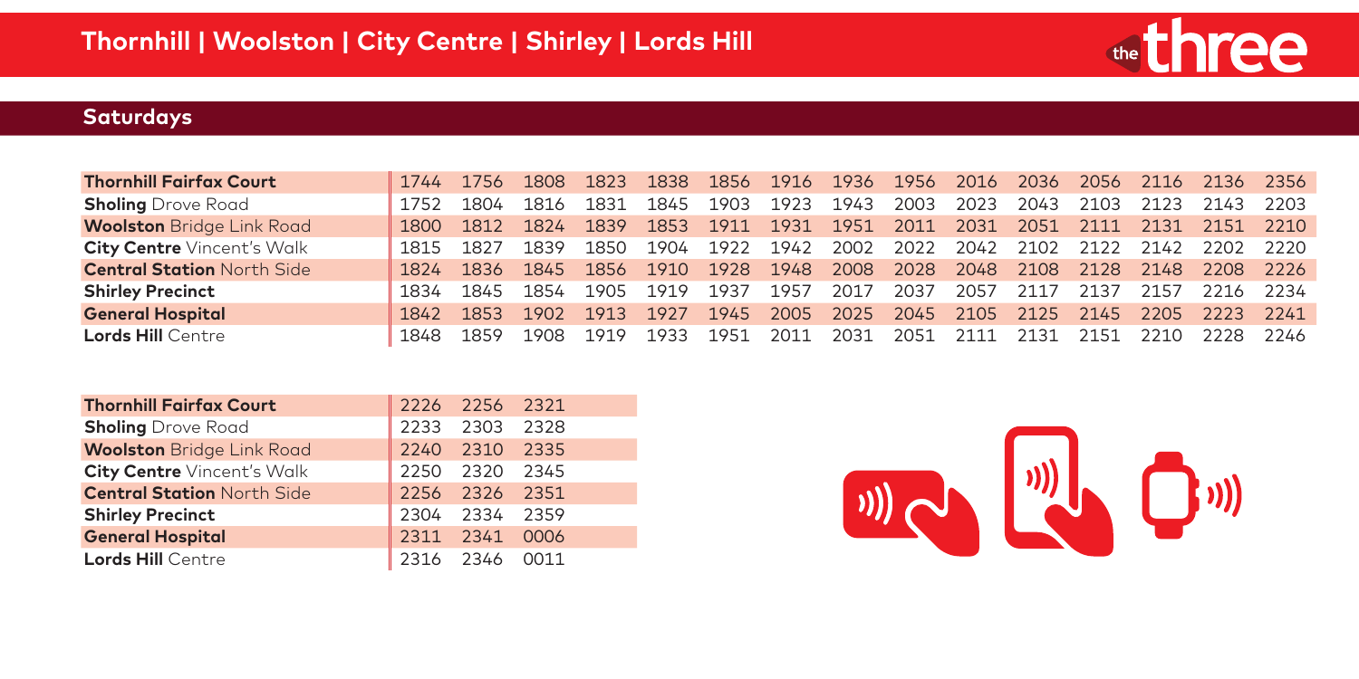## Thornhill | Woolston | City Centre | Shirley | Lords Hill

### Saturdays

| | | | | | | | | | | | | | | | |
|---|---|---|---|---|---|---|---|---|---|---|---|---|---|---|---|
| **Thornhill Fairfax Court** | 1744 | 1756 | 1808 | 1823 | 1838 | 1856 | 1916 | 1936 | 1956 | 2016 | 2036 | 2056 | 2116 | 2136 | 2356 |
| **Sholing** Drove Road | 1752 | 1804 | 1816 | 1831 | 1845 | 1903 | 1923 | 1943 | 2003 | 2023 | 2043 | 2103 | 2123 | 2143 | 2203 |
| **Woolston** Bridge Link Road | 1800 | 1812 | 1824 | 1839 | 1853 | 1911 | 1931 | 1951 | 2011 | 2031 | 2051 | 2111 | 2131 | 2151 | 2210 |
| **City Centre** Vincent's Walk | 1815 | 1827 | 1839 | 1850 | 1904 | 1922 | 1942 | 2002 | 2022 | 2042 | 2102 | 2122 | 2142 | 2202 | 2220 |
| **Central Station** North Side | 1824 | 1836 | 1845 | 1856 | 1910 | 1928 | 1948 | 2008 | 2028 | 2048 | 2108 | 2128 | 2148 | 2208 | 2226 |
| **Shirley Precinct** | 1834 | 1845 | 1854 | 1905 | 1919 | 1937 | 1957 | 2017 | 2037 | 2057 | 2117 | 2137 | 2157 | 2216 | 2234 |
| **General Hospital** | 1842 | 1853 | 1902 | 1913 | 1927 | 1945 | 2005 | 2025 | 2045 | 2105 | 2125 | 2145 | 2205 | 2223 | 2241 |
| **Lords Hill** Centre | 1848 | 1859 | 1908 | 1919 | 1933 | 1951 | 2011 | 2031 | 2051 | 2111 | 2131 | 2151 | 2210 | 2228 | 2246 |

| | | | |
|---|---|---|---|
| **Thornhill Fairfax Court** | 2226 | 2256 | 2321 |
| **Sholing** Drove Road | 2233 | 2303 | 2328 |
| **Woolston** Bridge Link Road | 2240 | 2310 | 2335 |
| **City Centre** Vincent's Walk | 2250 | 2320 | 2345 |
| **Central Station** North Side | 2256 | 2326 | 2351 |
| **Shirley Precinct** | 2304 | 2334 | 2359 |
| **General Hospital** | 2311 | 2341 | 0006 |
| **Lords Hill** Centre | 2316 | 2346 | 0011 |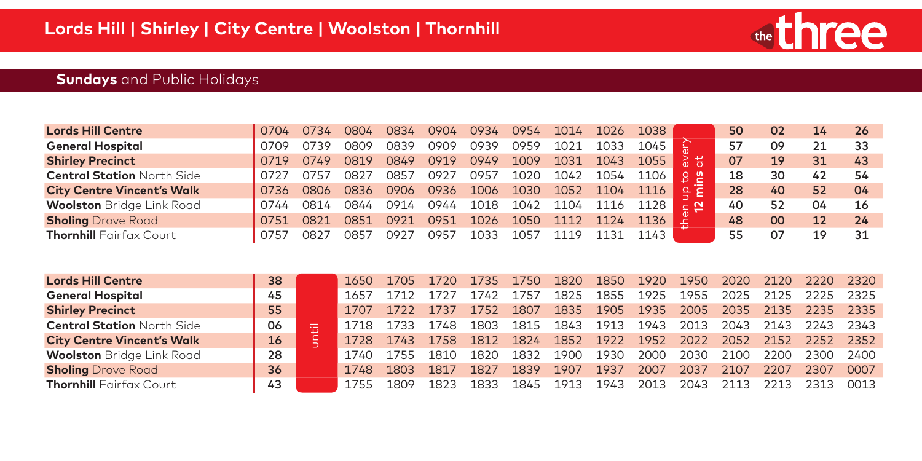# Lords Hill | Shirley | City Centre | Woolston | Thornhill

the three

## **Sundays** and Public Holidays

| | | | | | | | | | | | | | | | |
|---|---|---|---|---|---|---|---|---|---|---|---|---|---|---|---|
| **Lords Hill Centre** | 0704 | 0734 | 0804 | 0834 | 0904 | 0934 | 0954 | 1014 | 1026 | 1038 | then up to every **12 mins** at | 50 | 02 | 14 | 26 |
| **General Hospital** | 0709 | 0739 | 0809 | 0839 | 0909 | 0939 | 0959 | 1021 | 1033 | 1045 | | 57 | 09 | 21 | 33 |
| **Shirley Precinct** | 0719 | 0749 | 0819 | 0849 | 0919 | 0949 | 1009 | 1031 | 1043 | 1055 | | 07 | 19 | 31 | 43 |
| **Central Station** North Side | 0727 | 0757 | 0827 | 0857 | 0927 | 0957 | 1020 | 1042 | 1054 | 1106 | | 18 | 30 | 42 | 54 |
| **City Centre Vincent's Walk** | 0736 | 0806 | 0836 | 0906 | 0936 | 1006 | 1030 | 1052 | 1104 | 1116 | | 28 | 40 | 52 | 04 |
| **Woolston** Bridge Link Road | 0744 | 0814 | 0844 | 0914 | 0944 | 1018 | 1042 | 1104 | 1116 | 1128 | | 40 | 52 | 04 | 16 |
| **Sholing** Drove Road | 0751 | 0821 | 0851 | 0921 | 0951 | 1026 | 1050 | 1112 | 1124 | 1136 | | 48 | 00 | 12 | 24 |
| **Thornhill** Fairfax Court | 0757 | 0827 | 0857 | 0927 | 0957 | 1033 | 1057 | 1119 | 1131 | 1143 | | 55 | 07 | 19 | 31 |

| | | | | | | | | | | | | | | |
|---|---|---|---|---|---|---|---|---|---|---|---|---|---|---|
| **Lords Hill Centre** | 38 | until | 1650 | 1705 | 1720 | 1735 | 1750 | 1820 | 1850 | 1920 | 1950 | 2020 | 2120 | 2220 | 2320 |
| **General Hospital** | 45 | | 1657 | 1712 | 1727 | 1742 | 1757 | 1825 | 1855 | 1925 | 1955 | 2025 | 2125 | 2225 | 2325 |
| **Shirley Precinct** | 55 | | 1707 | 1722 | 1737 | 1752 | 1807 | 1835 | 1905 | 1935 | 2005 | 2035 | 2135 | 2235 | 2335 |
| **Central Station** North Side | 06 | | 1718 | 1733 | 1748 | 1803 | 1815 | 1843 | 1913 | 1943 | 2013 | 2043 | 2143 | 2243 | 2343 |
| **City Centre Vincent's Walk** | 16 | | 1728 | 1743 | 1758 | 1812 | 1824 | 1852 | 1922 | 1952 | 2022 | 2052 | 2152 | 2252 | 2352 |
| **Woolston** Bridge Link Road | 28 | | 1740 | 1755 | 1810 | 1820 | 1832 | 1900 | 1930 | 2000 | 2030 | 2100 | 2200 | 2300 | 2400 |
| **Sholing** Drove Road | 36 | | 1748 | 1803 | 1817 | 1827 | 1839 | 1907 | 1937 | 2007 | 2037 | 2107 | 2207 | 2307 | 0007 |
| **Thornhill** Fairfax Court | 43 | | 1755 | 1809 | 1823 | 1833 | 1845 | 1913 | 1943 | 2013 | 2043 | 2113 | 2213 | 2313 | 0013 |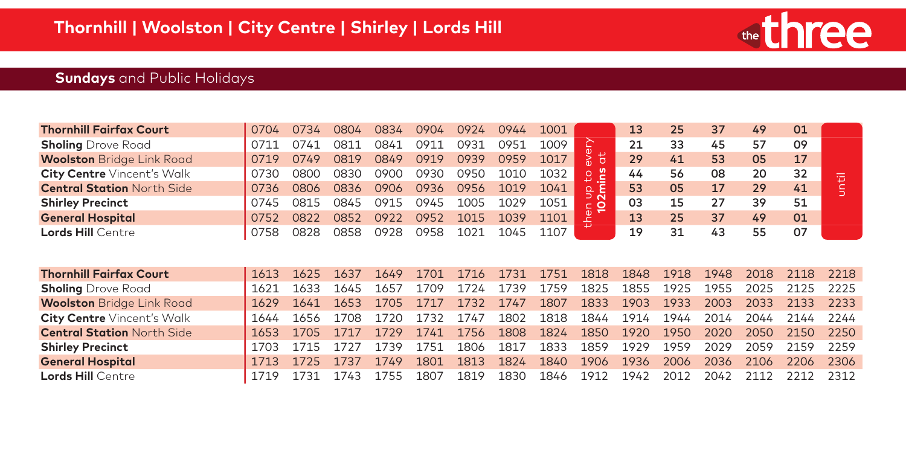# Thornhill | Woolston | City Centre | Shirley | Lords Hill

the three

## **Sundays** and Public Holidays

| | | | | | | | | | | | | | | | | |
|---|---|---|---|---|---|---|---|---|---|---|---|---|---|---|---|---|
| **Thornhill Fairfax Court** | 0704 | 0734 | 0804 | 0834 | 0904 | 0924 | 0944 | 1001 | then up to every 102mins at | 13 | 25 | 37 | 49 | 01 | until |
| **Sholing** Drove Road | 0711 | 0741 | 0811 | 0841 | 0911 | 0931 | 0951 | 1009 | | 21 | 33 | 45 | 57 | 09 | |
| **Woolston** Bridge Link Road | 0719 | 0749 | 0819 | 0849 | 0919 | 0939 | 0959 | 1017 | | 29 | 41 | 53 | 05 | 17 | |
| **City Centre** Vincent's Walk | 0730 | 0800 | 0830 | 0900 | 0930 | 0950 | 1010 | 1032 | | 44 | 56 | 08 | 20 | 32 | |
| **Central Station** North Side | 0736 | 0806 | 0836 | 0906 | 0936 | 0956 | 1019 | 1041 | | 53 | 05 | 17 | 29 | 41 | |
| **Shirley Precinct** | 0745 | 0815 | 0845 | 0915 | 0945 | 1005 | 1029 | 1051 | | 03 | 15 | 27 | 39 | 51 | |
| **General Hospital** | 0752 | 0822 | 0852 | 0922 | 0952 | 1015 | 1039 | 1101 | | 13 | 25 | 37 | 49 | 01 | |
| **Lords Hill** Centre | 0758 | 0828 | 0858 | 0928 | 0958 | 1021 | 1045 | 1107 | | 19 | 31 | 43 | 55 | 07 | |

| | | | | | | | | | | | | | | | |
|---|---|---|---|---|---|---|---|---|---|---|---|---|---|---|---|
| **Thornhill Fairfax Court** | 1613 | 1625 | 1637 | 1649 | 1701 | 1716 | 1731 | 1751 | 1818 | 1848 | 1918 | 1948 | 2018 | 2118 | 2218 |
| **Sholing** Drove Road | 1621 | 1633 | 1645 | 1657 | 1709 | 1724 | 1739 | 1759 | 1825 | 1855 | 1925 | 1955 | 2025 | 2125 | 2225 |
| **Woolston** Bridge Link Road | 1629 | 1641 | 1653 | 1705 | 1717 | 1732 | 1747 | 1807 | 1833 | 1903 | 1933 | 2003 | 2033 | 2133 | 2233 |
| **City Centre** Vincent's Walk | 1644 | 1656 | 1708 | 1720 | 1732 | 1747 | 1802 | 1818 | 1844 | 1914 | 1944 | 2014 | 2044 | 2144 | 2244 |
| **Central Station** North Side | 1653 | 1705 | 1717 | 1729 | 1741 | 1756 | 1808 | 1824 | 1850 | 1920 | 1950 | 2020 | 2050 | 2150 | 2250 |
| **Shirley Precinct** | 1703 | 1715 | 1727 | 1739 | 1751 | 1806 | 1817 | 1833 | 1859 | 1929 | 1959 | 2029 | 2059 | 2159 | 2259 |
| **General Hospital** | 1713 | 1725 | 1737 | 1749 | 1801 | 1813 | 1824 | 1840 | 1906 | 1936 | 2006 | 2036 | 2106 | 2206 | 2306 |
| **Lords Hill** Centre | 1719 | 1731 | 1743 | 1755 | 1807 | 1819 | 1830 | 1846 | 1912 | 1942 | 2012 | 2042 | 2112 | 2212 | 2312 |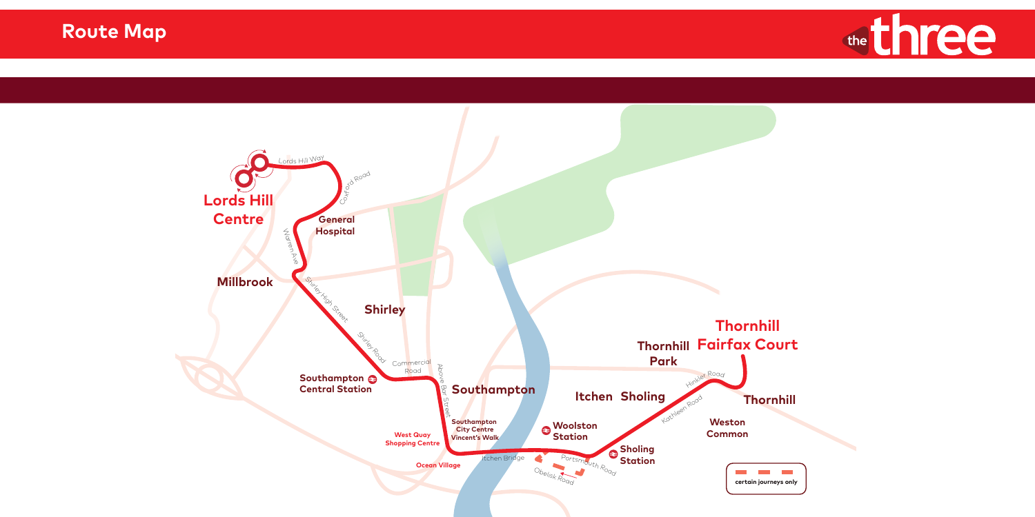# Route Map

the three

Lords Hill Way

Coxford Road

Lords Hill Centre

General Hospital

Warren Ave

Millbrook

Shirley High Street

Shirley

Shirley Road

Commercial Road

Above Bar Street

Southampton Central Station

Southampton

Southampton City Centre Vincent's Walk

West Quay Shopping Centre

Ocean Village

Itchen Bridge

Woolston Station

Portsmouth Road

Obelisk Road

Sholing Station

Itchen

Sholing

Kathleen Road

Hinkler Road

Thornhill Park

Thornhill Fairfax Court

Thornhill

Weston Common

certain journeys only